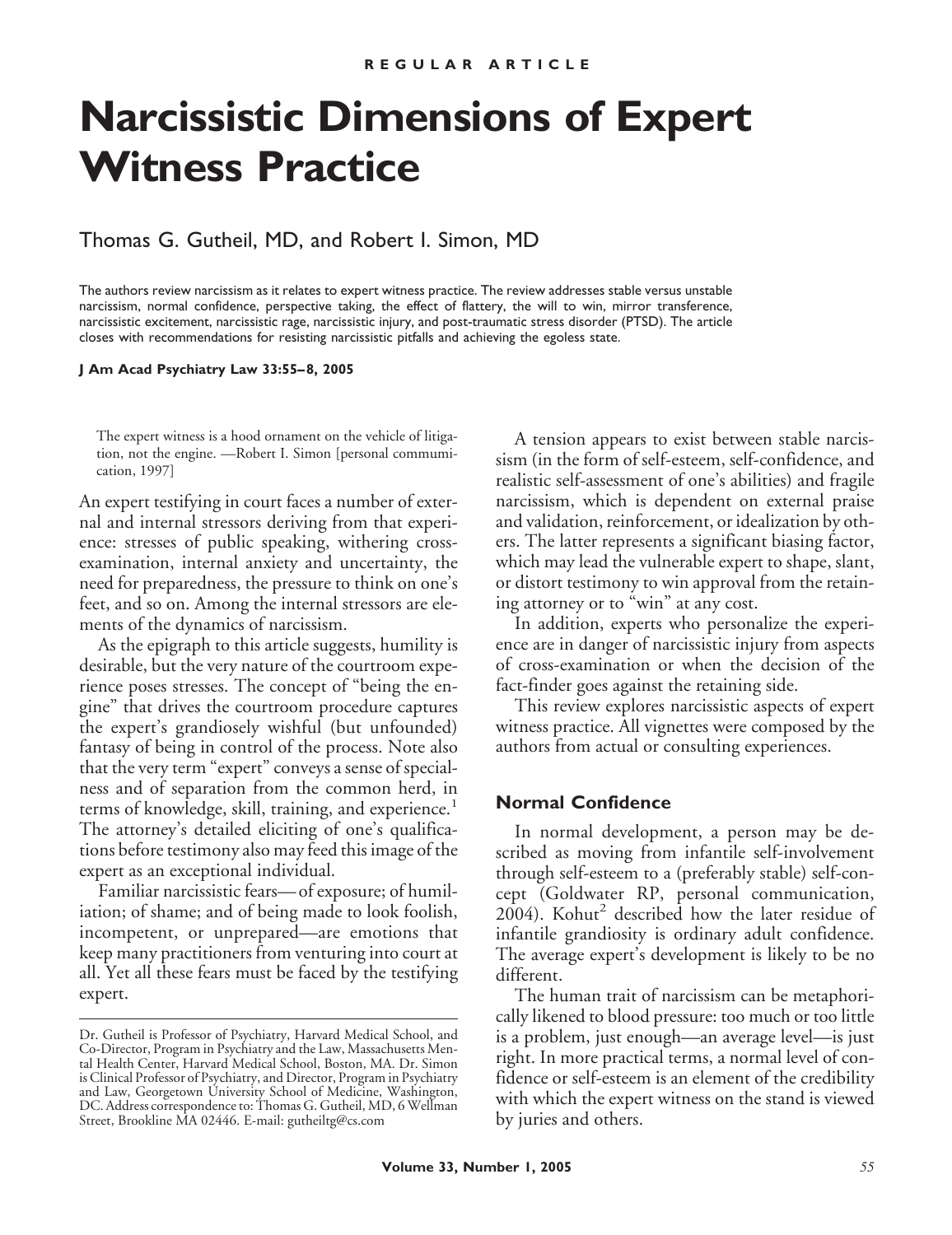REGULAR ARTICLE

# Narcissistic Dimensions of Expert Witness Practice

Thomas G. Gutheil, MD, and Robert I. Simon, MD

The authors review narcissism as it relates to expert witness practice. The review addresses stable versus unstable narcissism, normal confidence, perspective taking, the effect of flattery, the will to win, mirror transference, narcissistic excitement, narcissistic rage, narcissistic injury, and post-traumatic stress disorder (PTSD). The article closes with recommendations for resisting narcissistic pitfalls and achieving the egoless state.

**J Am Acad Psychiatry Law 33:55–8, 2005**

> The expert witness is a hood ornament on the vehicle of litigation, not the engine. —Robert I. Simon [personal communication, 1997]

An expert testifying in court faces a number of external and internal stressors deriving from that experience: stresses of public speaking, withering cross-examination, internal anxiety and uncertainty, the need for preparedness, the pressure to think on one's feet, and so on. Among the internal stressors are elements of the dynamics of narcissism.

As the epigraph to this article suggests, humility is desirable, but the very nature of the courtroom experience poses stresses. The concept of "being the engine" that drives the courtroom procedure captures the expert's grandiosely wishful (but unfounded) fantasy of being in control of the process. Note also that the very term "expert" conveys a sense of specialness and of separation from the common herd, in terms of knowledge, skill, training, and experience.[1] The attorney's detailed eliciting of one's qualifications before testimony also may feed this image of the expert as an exceptional individual.

Familiar narcissistic fears—of exposure; of humiliation; of shame; and of being made to look foolish, incompetent, or unprepared—are emotions that keep many practitioners from venturing into court at all. Yet all these fears must be faced by the testifying expert.

A tension appears to exist between stable narcissism (in the form of self-esteem, self-confidence, and realistic self-assessment of one's abilities) and fragile narcissism, which is dependent on external praise and validation, reinforcement, or idealization by others. The latter represents a significant biasing factor, which may lead the vulnerable expert to shape, slant, or distort testimony to win approval from the retaining attorney or to "win" at any cost.

In addition, experts who personalize the experience are in danger of narcissistic injury from aspects of cross-examination or when the decision of the fact-finder goes against the retaining side.

This review explores narcissistic aspects of expert witness practice. All vignettes were composed by the authors from actual or consulting experiences.

## Normal Confidence

In normal development, a person may be described as moving from infantile self-involvement through self-esteem to a (preferably stable) self-concept (Goldwater RP, personal communication, 2004). Kohut[2] described how the later residue of infantile grandiosity is ordinary adult confidence. The average expert's development is likely to be no different.

The human trait of narcissism can be metaphorically likened to blood pressure: too much or too little is a problem, just enough—an average level—is just right. In more practical terms, a normal level of confidence or self-esteem is an element of the credibility with which the expert witness on the stand is viewed by juries and others.

---

Dr. Gutheil is Professor of Psychiatry, Harvard Medical School, and Co-Director, Program in Psychiatry and the Law, Massachusetts Mental Health Center, Harvard Medical School, Boston, MA. Dr. Simon is Clinical Professor of Psychiatry, and Director, Program in Psychiatry and Law, Georgetown University School of Medicine, Washington, DC. Address correspondence to: Thomas G. Gutheil, MD, 6 Wellman Street, Brookline MA 02446. E-mail: gutheiltg@cs.com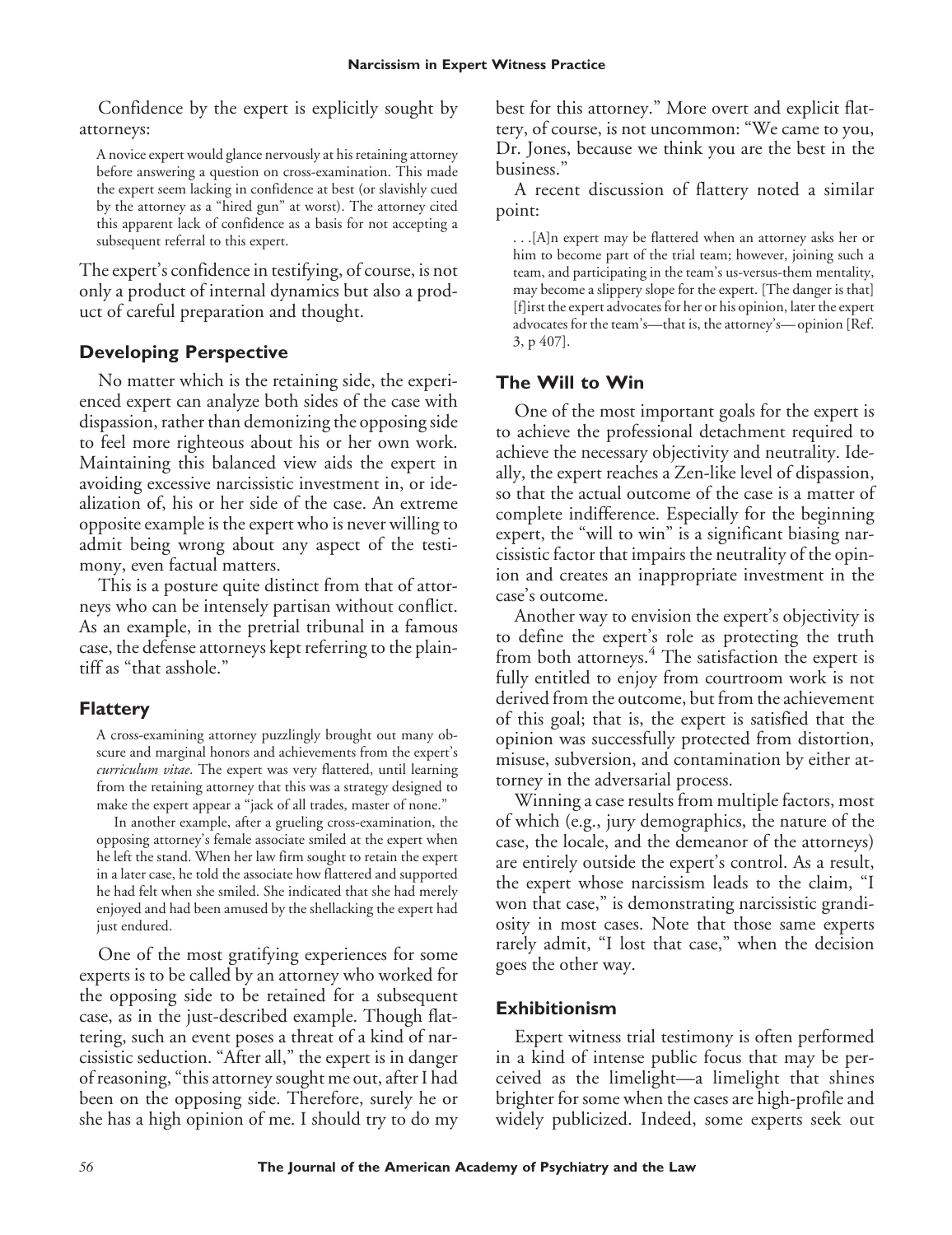Confidence by the expert is explicitly sought by attorneys:

> A novice expert would glance nervously at his retaining attorney before answering a question on cross-examination. This made the expert seem lacking in confidence at best (or slavishly cued by the attorney as a "hired gun" at worst). The attorney cited this apparent lack of confidence as a basis for not accepting a subsequent referral to this expert.

The expert's confidence in testifying, of course, is not only a product of internal dynamics but also a product of careful preparation and thought.

## Developing Perspective

No matter which is the retaining side, the experienced expert can analyze both sides of the case with dispassion, rather than demonizing the opposing side to feel more righteous about his or her own work. Maintaining this balanced view aids the expert in avoiding excessive narcissistic investment in, or idealization of, his or her side of the case. An extreme opposite example is the expert who is never willing to admit being wrong about any aspect of the testimony, even factual matters.

This is a posture quite distinct from that of attorneys who can be intensely partisan without conflict. As an example, in the pretrial tribunal in a famous case, the defense attorneys kept referring to the plaintiff as "that asshole."

## Flattery

> A cross-examining attorney puzzlingly brought out many obscure and marginal honors and achievements from the expert's *curriculum vitae*. The expert was very flattered, until learning from the retaining attorney that this was a strategy designed to make the expert appear a "jack of all trades, master of none."
>
> In another example, after a grueling cross-examination, the opposing attorney's female associate smiled at the expert when he left the stand. When her law firm sought to retain the expert in a later case, he told the associate how flattered and supported he had felt when she smiled. She indicated that she had merely enjoyed and had been amused by the shellacking the expert had just endured.

One of the most gratifying experiences for some experts is to be called by an attorney who worked for the opposing side to be retained for a subsequent case, as in the just-described example. Though flattering, such an event poses a threat of a kind of narcissistic seduction. "After all," the expert is in danger of reasoning, "this attorney sought me out, after I had been on the opposing side. Therefore, surely he or she has a high opinion of me. I should try to do my best for this attorney." More overt and explicit flattery, of course, is not uncommon: "We came to you, Dr. Jones, because we think you are the best in the business."

A recent discussion of flattery noted a similar point:

> . . .[A]n expert may be flattered when an attorney asks her or him to become part of the trial team; however, joining such a team, and participating in the team's us-versus-them mentality, may become a slippery slope for the expert. [The danger is that] [f]irst the expert advocates for her or his opinion, later the expert advocates for the team's—that is, the attorney's— opinion [Ref. 3, p 407].

## The Will to Win

One of the most important goals for the expert is to achieve the professional detachment required to achieve the necessary objectivity and neutrality. Ideally, the expert reaches a Zen-like level of dispassion, so that the actual outcome of the case is a matter of complete indifference. Especially for the beginning expert, the "will to win" is a significant biasing narcissistic factor that impairs the neutrality of the opinion and creates an inappropriate investment in the case's outcome.

Another way to envision the expert's objectivity is to define the expert's role as protecting the truth from both attorneys.[4] The satisfaction the expert is fully entitled to enjoy from courtroom work is not derived from the outcome, but from the achievement of this goal; that is, the expert is satisfied that the opinion was successfully protected from distortion, misuse, subversion, and contamination by either attorney in the adversarial process.

Winning a case results from multiple factors, most of which (e.g., jury demographics, the nature of the case, the locale, and the demeanor of the attorneys) are entirely outside the expert's control. As a result, the expert whose narcissism leads to the claim, "I won that case," is demonstrating narcissistic grandiosity in most cases. Note that those same experts rarely admit, "I lost that case," when the decision goes the other way.

## Exhibitionism

Expert witness trial testimony is often performed in a kind of intense public focus that may be perceived as the limelight—a limelight that shines brighter for some when the cases are high-profile and widely publicized. Indeed, some experts seek out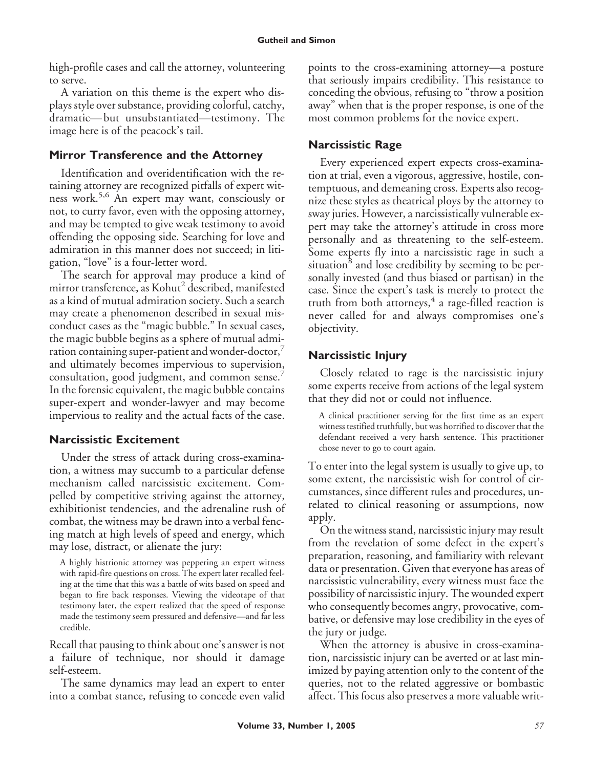high-profile cases and call the attorney, volunteering to serve.

A variation on this theme is the expert who displays style over substance, providing colorful, catchy, dramatic— but unsubstantiated—testimony. The image here is of the peacock's tail.

### Mirror Transference and the Attorney

Identification and overidentification with the retaining attorney are recognized pitfalls of expert witness work.[5,6] An expert may want, consciously or not, to curry favor, even with the opposing attorney, and may be tempted to give weak testimony to avoid offending the opposing side. Searching for love and admiration in this manner does not succeed; in litigation, "love" is a four-letter word.

The search for approval may produce a kind of mirror transference, as Kohut[2] described, manifested as a kind of mutual admiration society. Such a search may create a phenomenon described in sexual misconduct cases as the "magic bubble." In sexual cases, the magic bubble begins as a sphere of mutual admiration containing super-patient and wonder-doctor,[7] and ultimately becomes impervious to supervision, consultation, good judgment, and common sense.[7] In the forensic equivalent, the magic bubble contains super-expert and wonder-lawyer and may become impervious to reality and the actual facts of the case.

### Narcissistic Excitement

Under the stress of attack during cross-examination, a witness may succumb to a particular defense mechanism called narcissistic excitement. Compelled by competitive striving against the attorney, exhibitionist tendencies, and the adrenaline rush of combat, the witness may be drawn into a verbal fencing match at high levels of speed and energy, which may lose, distract, or alienate the jury:

> A highly histrionic attorney was peppering an expert witness with rapid-fire questions on cross. The expert later recalled feeling at the time that this was a battle of wits based on speed and began to fire back responses. Viewing the videotape of that testimony later, the expert realized that the speed of response made the testimony seem pressured and defensive—and far less credible.

Recall that pausing to think about one's answer is not a failure of technique, nor should it damage self-esteem.

The same dynamics may lead an expert to enter into a combat stance, refusing to concede even valid points to the cross-examining attorney—a posture that seriously impairs credibility. This resistance to conceding the obvious, refusing to "throw a position away" when that is the proper response, is one of the most common problems for the novice expert.

### Narcissistic Rage

Every experienced expert expects cross-examination at trial, even a vigorous, aggressive, hostile, contemptuous, and demeaning cross. Experts also recognize these styles as theatrical ploys by the attorney to sway juries. However, a narcissistically vulnerable expert may take the attorney's attitude in cross more personally and as threatening to the self-esteem. Some experts fly into a narcissistic rage in such a situation[8] and lose credibility by seeming to be personally invested (and thus biased or partisan) in the case. Since the expert's task is merely to protect the truth from both attorneys,[4] a rage-filled reaction is never called for and always compromises one's objectivity.

### Narcissistic Injury

Closely related to rage is the narcissistic injury some experts receive from actions of the legal system that they did not or could not influence.

> A clinical practitioner serving for the first time as an expert witness testified truthfully, but was horrified to discover that the defendant received a very harsh sentence. This practitioner chose never to go to court again.

To enter into the legal system is usually to give up, to some extent, the narcissistic wish for control of circumstances, since different rules and procedures, unrelated to clinical reasoning or assumptions, now apply.

On the witness stand, narcissistic injury may result from the revelation of some defect in the expert's preparation, reasoning, and familiarity with relevant data or presentation. Given that everyone has areas of narcissistic vulnerability, every witness must face the possibility of narcissistic injury. The wounded expert who consequently becomes angry, provocative, combative, or defensive may lose credibility in the eyes of the jury or judge.

When the attorney is abusive in cross-examination, narcissistic injury can be averted or at last minimized by paying attention only to the content of the queries, not to the related aggressive or bombastic affect. This focus also preserves a more valuable writ-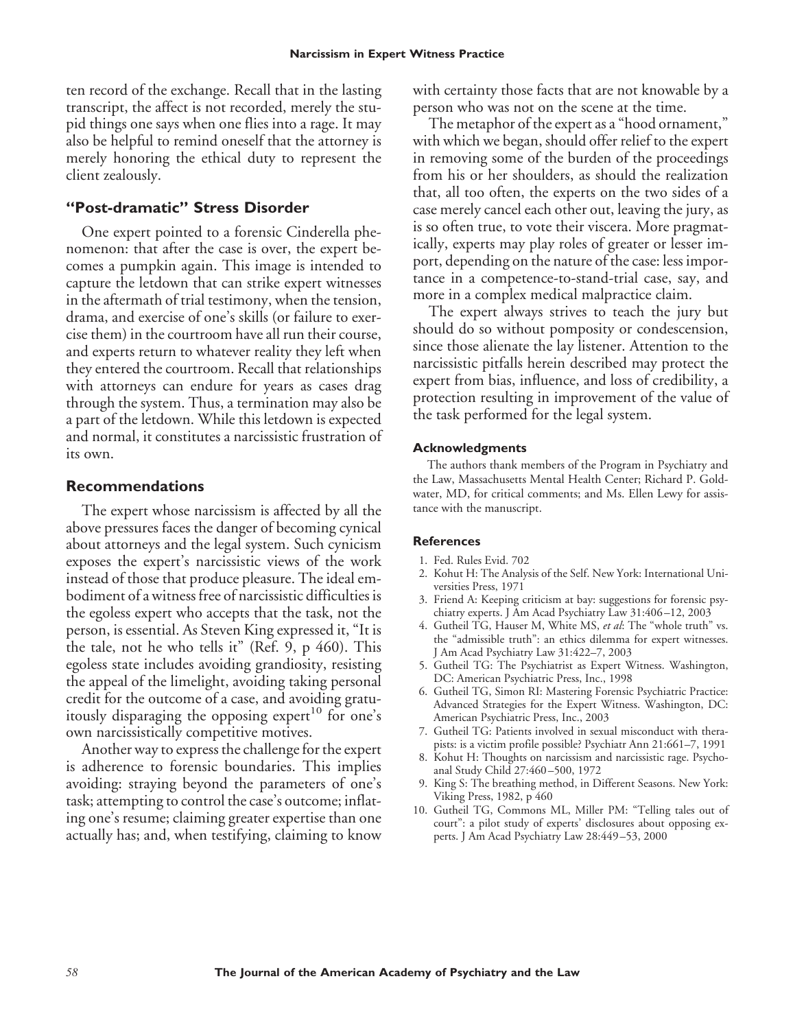ten record of the exchange. Recall that in the lasting transcript, the affect is not recorded, merely the stupid things one says when one flies into a rage. It may also be helpful to remind oneself that the attorney is merely honoring the ethical duty to represent the client zealously.

## "Post-dramatic" Stress Disorder

One expert pointed to a forensic Cinderella phenomenon: that after the case is over, the expert becomes a pumpkin again. This image is intended to capture the letdown that can strike expert witnesses in the aftermath of trial testimony, when the tension, drama, and exercise of one's skills (or failure to exercise them) in the courtroom have all run their course, and experts return to whatever reality they left when they entered the courtroom. Recall that relationships with attorneys can endure for years as cases drag through the system. Thus, a termination may also be a part of the letdown. While this letdown is expected and normal, it constitutes a narcissistic frustration of its own.

## Recommendations

The expert whose narcissism is affected by all the above pressures faces the danger of becoming cynical about attorneys and the legal system. Such cynicism exposes the expert's narcissistic views of the work instead of those that produce pleasure. The ideal embodiment of a witness free of narcissistic difficulties is the egoless expert who accepts that the task, not the person, is essential. As Steven King expressed it, "It is the tale, not he who tells it" (Ref. 9, p 460). This egoless state includes avoiding grandiosity, resisting the appeal of the limelight, avoiding taking personal credit for the outcome of a case, and avoiding gratuitously disparaging the opposing expert[10] for one's own narcissistically competitive motives.

Another way to express the challenge for the expert is adherence to forensic boundaries. This implies avoiding: straying beyond the parameters of one's task; attempting to control the case's outcome; inflating one's resume; claiming greater expertise than one actually has; and, when testifying, claiming to know with certainty those facts that are not knowable by a person who was not on the scene at the time.

The metaphor of the expert as a "hood ornament," with which we began, should offer relief to the expert in removing some of the burden of the proceedings from his or her shoulders, as should the realization that, all too often, the experts on the two sides of a case merely cancel each other out, leaving the jury, as is so often true, to vote their viscera. More pragmatically, experts may play roles of greater or lesser import, depending on the nature of the case: less importance in a competence-to-stand-trial case, say, and more in a complex medical malpractice claim.

The expert always strives to teach the jury but should do so without pomposity or condescension, since those alienate the lay listener. Attention to the narcissistic pitfalls herein described may protect the expert from bias, influence, and loss of credibility, a protection resulting in improvement of the value of the task performed for the legal system.

### Acknowledgments

The authors thank members of the Program in Psychiatry and the Law, Massachusetts Mental Health Center; Richard P. Goldwater, MD, for critical comments; and Ms. Ellen Lewy for assistance with the manuscript.

### References

1. Fed. Rules Evid. 702
2. Kohut H: The Analysis of the Self. New York: International Universities Press, 1971
3. Friend A: Keeping criticism at bay: suggestions for forensic psychiatry experts. J Am Acad Psychiatry Law 31:406–12, 2003
4. Gutheil TG, Hauser M, White MS, *et al*: The "whole truth" vs. the "admissible truth": an ethics dilemma for expert witnesses. J Am Acad Psychiatry Law 31:422–7, 2003
5. Gutheil TG: The Psychiatrist as Expert Witness. Washington, DC: American Psychiatric Press, Inc., 1998
6. Gutheil TG, Simon RI: Mastering Forensic Psychiatric Practice: Advanced Strategies for the Expert Witness. Washington, DC: American Psychiatric Press, Inc., 2003
7. Gutheil TG: Patients involved in sexual misconduct with therapists: is a victim profile possible? Psychiatr Ann 21:661–7, 1991
8. Kohut H: Thoughts on narcissism and narcissistic rage. Psychoanal Study Child 27:460–500, 1972
9. King S: The breathing method, in Different Seasons. New York: Viking Press, 1982, p 460
10. Gutheil TG, Commons ML, Miller PM: "Telling tales out of court": a pilot study of experts' disclosures about opposing experts. J Am Acad Psychiatry Law 28:449–53, 2000